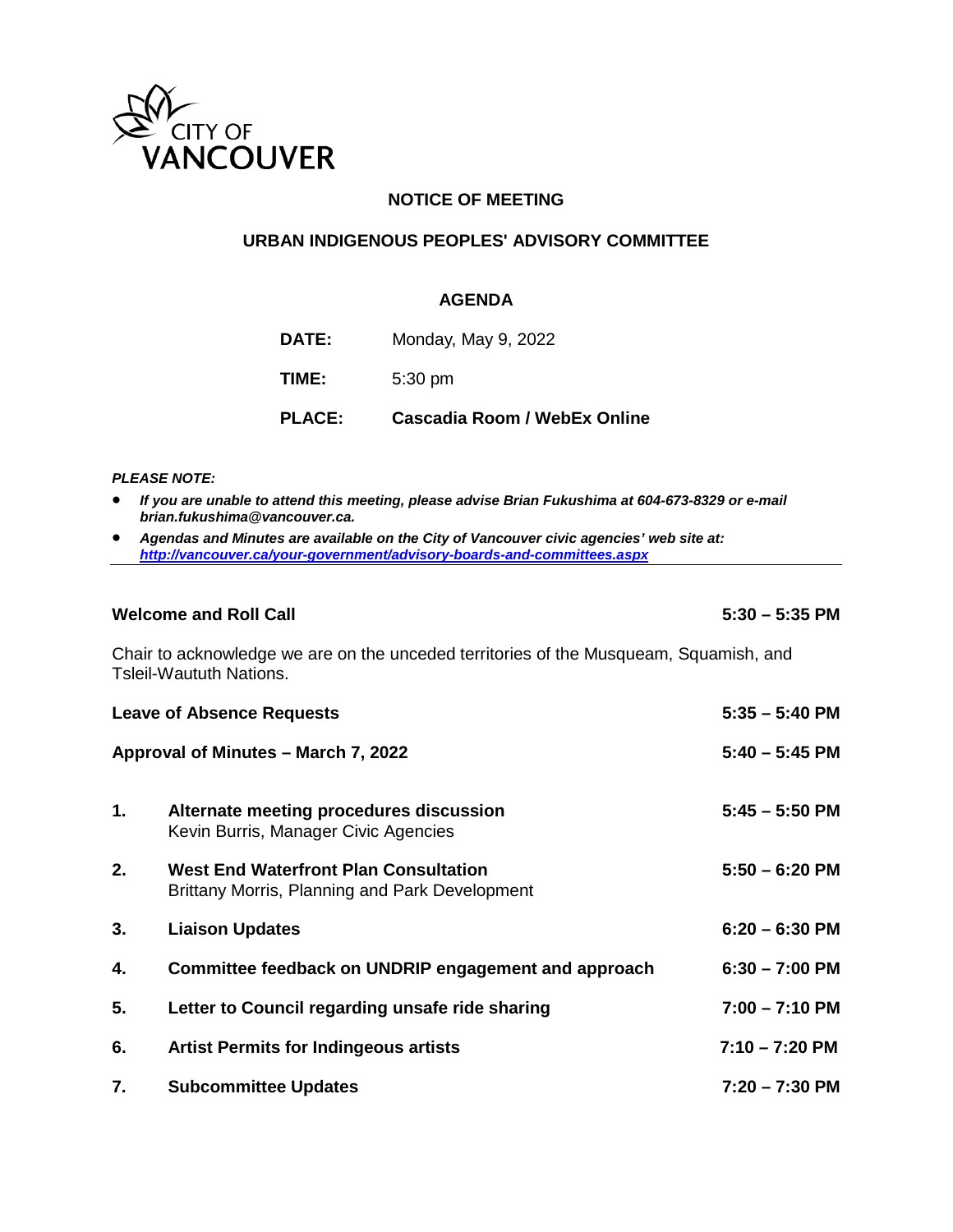CITY OF VANCOUVER

## NOTICE OF MEETING

## URBAN INDIGENOUS PEOPLES' ADVISORY COMMITTEE

### AGENDA

**DATE:** Monday, May 9, 2022

**TIME:** 5:30 pm

**PLACE:** **Cascadia Room / WebEx Online**

***PLEASE NOTE:***

- ***If you are unable to attend this meeting, please advise Brian Fukushima at 604-673-8329 or e-mail brian.fukushima@vancouver.ca.***
- ***Agendas and Minutes are available on the City of Vancouver civic agencies' web site at: http://vancouver.ca/your-government/advisory-boards-and-committees.aspx***

---

**Welcome and Roll Call** **5:30 – 5:35 PM**

Chair to acknowledge we are on the unceded territories of the Musqueam, Squamish, and Tsleil-Waututh Nations.

**Leave of Absence Requests** **5:35 – 5:40 PM**

**Approval of Minutes – March 7, 2022** **5:40 – 5:45 PM**

1. **Alternate meeting procedures discussion** **5:45 – 5:50 PM**
   Kevin Burris, Manager Civic Agencies

2. **West End Waterfront Plan Consultation** **5:50 – 6:20 PM**
   Brittany Morris, Planning and Park Development

3. **Liaison Updates** **6:20 – 6:30 PM**

4. **Committee feedback on UNDRIP engagement and approach** **6:30 – 7:00 PM**

5. **Letter to Council regarding unsafe ride sharing** **7:00 – 7:10 PM**

6. **Artist Permits for Indingeous artists** **7:10 – 7:20 PM**

7. **Subcommittee Updates** **7:20 – 7:30 PM**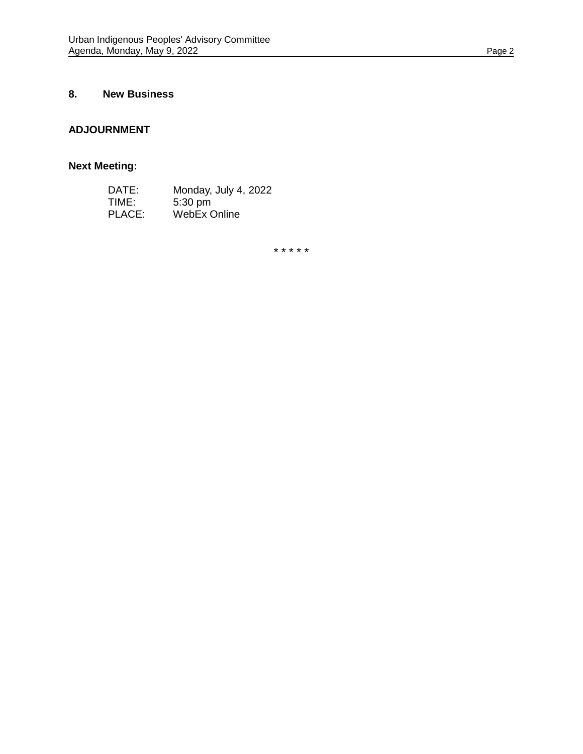## 8. New Business

## ADJOURNMENT

**Next Meeting:**

DATE: Monday, July 4, 2022
TIME: 5:30 pm
PLACE: WebEx Online

* * * * *